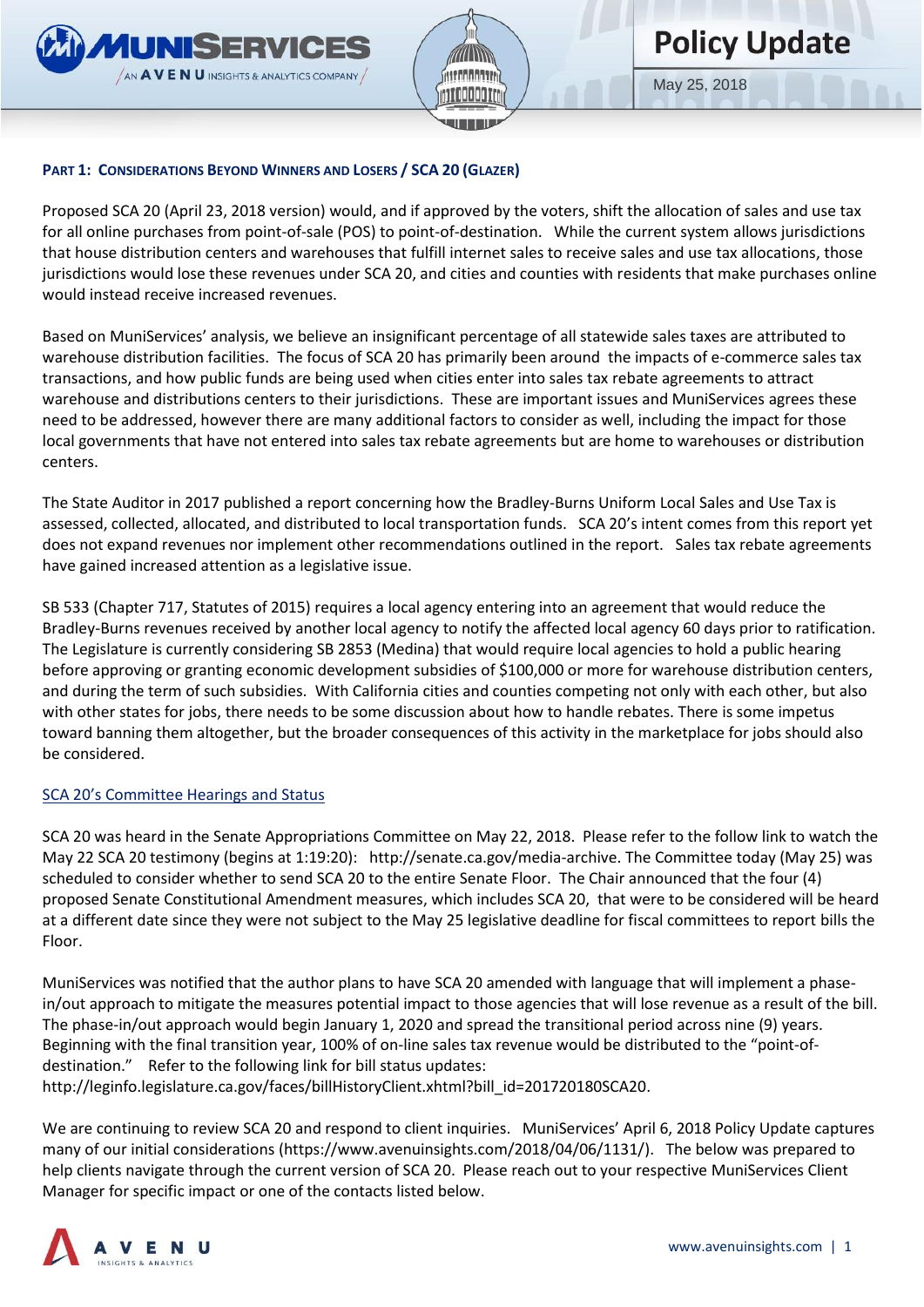**Policy Update**

May 25, 2018

## PART 1: CONSIDERATIONS BEYOND WINNERS AND LOSERS / SCA 20 (GLAZER)

Proposed SCA 20 (April 23, 2018 version) would, and if approved by the voters, shift the allocation of sales and use tax for all online purchases from point-of-sale (POS) to point-of-destination. While the current system allows jurisdictions that house distribution centers and warehouses that fulfill internet sales to receive sales and use tax allocations, those jurisdictions would lose these revenues under SCA 20, and cities and counties with residents that make purchases online would instead receive increased revenues.

Based on MuniServices' analysis, we believe an insignificant percentage of all statewide sales taxes are attributed to warehouse distribution facilities. The focus of SCA 20 has primarily been around the impacts of e-commerce sales tax transactions, and how public funds are being used when cities enter into sales tax rebate agreements to attract warehouse and distributions centers to their jurisdictions. These are important issues and MuniServices agrees these need to be addressed, however there are many additional factors to consider as well, including the impact for those local governments that have not entered into sales tax rebate agreements but are home to warehouses or distribution centers.

The State Auditor in 2017 published a report concerning how the Bradley-Burns Uniform Local Sales and Use Tax is assessed, collected, allocated, and distributed to local transportation funds. SCA 20's intent comes from this report yet does not expand revenues nor implement other recommendations outlined in the report. Sales tax rebate agreements have gained increased attention as a legislative issue.

SB 533 (Chapter 717, Statutes of 2015) requires a local agency entering into an agreement that would reduce the Bradley-Burns revenues received by another local agency to notify the affected local agency 60 days prior to ratification. The Legislature is currently considering SB 2853 (Medina) that would require local agencies to hold a public hearing before approving or granting economic development subsidies of $100,000 or more for warehouse distribution centers, and during the term of such subsidies. With California cities and counties competing not only with each other, but also with other states for jobs, there needs to be some discussion about how to handle rebates. There is some impetus toward banning them altogether, but the broader consequences of this activity in the marketplace for jobs should also be considered.

### SCA 20's Committee Hearings and Status

SCA 20 was heard in the Senate Appropriations Committee on May 22, 2018. Please refer to the follow link to watch the May 22 SCA 20 testimony (begins at 1:19:20): http://senate.ca.gov/media-archive. The Committee today (May 25) was scheduled to consider whether to send SCA 20 to the entire Senate Floor. The Chair announced that the four (4) proposed Senate Constitutional Amendment measures, which includes SCA 20, that were to be considered will be heard at a different date since they were not subject to the May 25 legislative deadline for fiscal committees to report bills the Floor.

MuniServices was notified that the author plans to have SCA 20 amended with language that will implement a phase-in/out approach to mitigate the measures potential impact to those agencies that will lose revenue as a result of the bill. The phase-in/out approach would begin January 1, 2020 and spread the transitional period across nine (9) years. Beginning with the final transition year, 100% of on-line sales tax revenue would be distributed to the "point-of-destination." Refer to the following link for bill status updates: http://leginfo.legislature.ca.gov/faces/billHistoryClient.xhtml?bill_id=201720180SCA20.

We are continuing to review SCA 20 and respond to client inquiries. MuniServices' April 6, 2018 Policy Update captures many of our initial considerations (https://www.avenuinsights.com/2018/04/06/1131/). The below was prepared to help clients navigate through the current version of SCA 20. Please reach out to your respective MuniServices Client Manager for specific impact or one of the contacts listed below.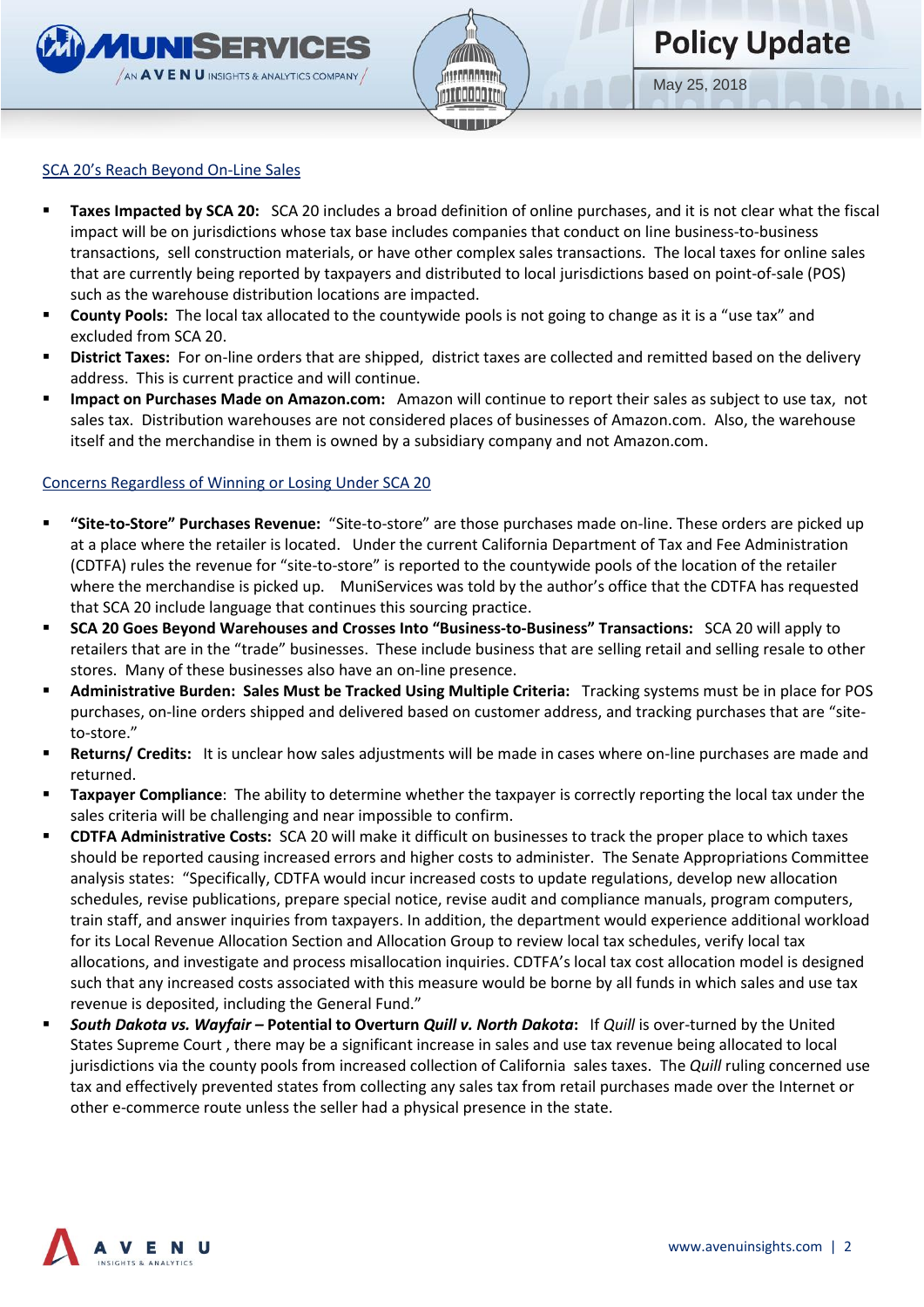## SCA 20's Reach Beyond On-Line Sales

- **Taxes Impacted by SCA 20:** SCA 20 includes a broad definition of online purchases, and it is not clear what the fiscal impact will be on jurisdictions whose tax base includes companies that conduct on line business-to-business transactions, sell construction materials, or have other complex sales transactions. The local taxes for online sales that are currently being reported by taxpayers and distributed to local jurisdictions based on point-of-sale (POS) such as the warehouse distribution locations are impacted.
- **County Pools:** The local tax allocated to the countywide pools is not going to change as it is a "use tax" and excluded from SCA 20.
- **District Taxes:** For on-line orders that are shipped, district taxes are collected and remitted based on the delivery address. This is current practice and will continue.
- **Impact on Purchases Made on Amazon.com:** Amazon will continue to report their sales as subject to use tax, not sales tax. Distribution warehouses are not considered places of businesses of Amazon.com. Also, the warehouse itself and the merchandise in them is owned by a subsidiary company and not Amazon.com.

## Concerns Regardless of Winning or Losing Under SCA 20

- **"Site-to-Store" Purchases Revenue:** "Site-to-store" are those purchases made on-line. These orders are picked up at a place where the retailer is located. Under the current California Department of Tax and Fee Administration (CDTFA) rules the revenue for "site-to-store" is reported to the countywide pools of the location of the retailer where the merchandise is picked up. MuniServices was told by the author's office that the CDTFA has requested that SCA 20 include language that continues this sourcing practice.
- **SCA 20 Goes Beyond Warehouses and Crosses Into "Business-to-Business" Transactions:** SCA 20 will apply to retailers that are in the "trade" businesses. These include business that are selling retail and selling resale to other stores. Many of these businesses also have an on-line presence.
- **Administrative Burden: Sales Must be Tracked Using Multiple Criteria:** Tracking systems must be in place for POS purchases, on-line orders shipped and delivered based on customer address, and tracking purchases that are "site-to-store."
- **Returns/ Credits:** It is unclear how sales adjustments will be made in cases where on-line purchases are made and returned.
- **Taxpayer Compliance**: The ability to determine whether the taxpayer is correctly reporting the local tax under the sales criteria will be challenging and near impossible to confirm.
- **CDTFA Administrative Costs:** SCA 20 will make it difficult on businesses to track the proper place to which taxes should be reported causing increased errors and higher costs to administer. The Senate Appropriations Committee analysis states: "Specifically, CDTFA would incur increased costs to update regulations, develop new allocation schedules, revise publications, prepare special notice, revise audit and compliance manuals, program computers, train staff, and answer inquiries from taxpayers. In addition, the department would experience additional workload for its Local Revenue Allocation Section and Allocation Group to review local tax schedules, verify local tax allocations, and investigate and process misallocation inquiries. CDTFA's local tax cost allocation model is designed such that any increased costs associated with this measure would be borne by all funds in which sales and use tax revenue is deposited, including the General Fund."
- ***South Dakota vs. Wayfair* – Potential to Overturn *Quill v. North Dakota*:** If *Quill* is over-turned by the United States Supreme Court , there may be a significant increase in sales and use tax revenue being allocated to local jurisdictions via the county pools from increased collection of California sales taxes. The *Quill* ruling concerned use tax and effectively prevented states from collecting any sales tax from retail purchases made over the Internet or other e-commerce route unless the seller had a physical presence in the state.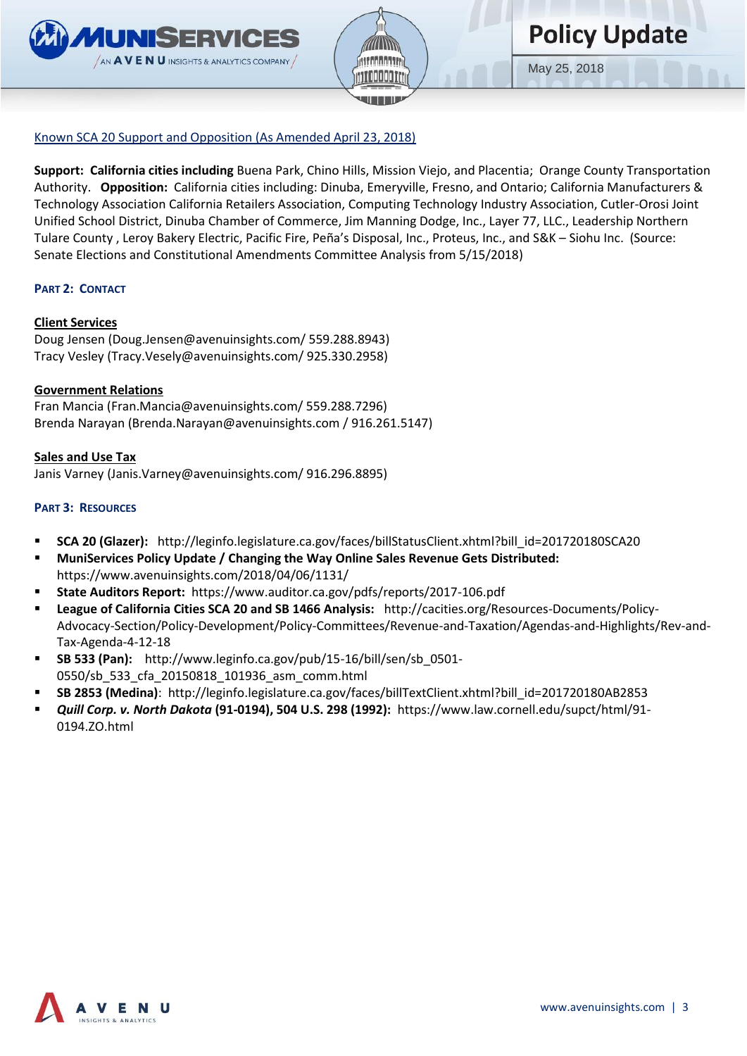[Known SCA 20 Support and Opposition (As Amended April 23, 2018)]

**Support: California cities including** Buena Park, Chino Hills, Mission Viejo, and Placentia; Orange County Transportation Authority. **Opposition:** California cities including: Dinuba, Emeryville, Fresno, and Ontario; California Manufacturers & Technology Association California Retailers Association, Computing Technology Industry Association, Cutler-Orosi Joint Unified School District, Dinuba Chamber of Commerce, Jim Manning Dodge, Inc., Layer 77, LLC., Leadership Northern Tulare County , Leroy Bakery Electric, Pacific Fire, Peña's Disposal, Inc., Proteus, Inc., and S&K – Siohu Inc. (Source: Senate Elections and Constitutional Amendments Committee Analysis from 5/15/2018)

## PART 2: CONTACT

**Client Services**
Doug Jensen (Doug.Jensen@avenuinsights.com/ 559.288.8943)
Tracy Vesley (Tracy.Vesely@avenuinsights.com/ 925.330.2958)

**Government Relations**
Fran Mancia (Fran.Mancia@avenuinsights.com/ 559.288.7296)
Brenda Narayan (Brenda.Narayan@avenuinsights.com / 916.261.5147)

**Sales and Use Tax**
Janis Varney (Janis.Varney@avenuinsights.com/ 916.296.8895)

## PART 3: RESOURCES

- **SCA 20 (Glazer):** http://leginfo.legislature.ca.gov/faces/billStatusClient.xhtml?bill_id=201720180SCA20
- **MuniServices Policy Update / Changing the Way Online Sales Revenue Gets Distributed:** https://www.avenuinsights.com/2018/04/06/1131/
- **State Auditors Report:** https://www.auditor.ca.gov/pdfs/reports/2017-106.pdf
- **League of California Cities SCA 20 and SB 1466 Analysis:** http://cacities.org/Resources-Documents/Policy-Advocacy-Section/Policy-Development/Policy-Committees/Revenue-and-Taxation/Agendas-and-Highlights/Rev-and-Tax-Agenda-4-12-18
- **SB 533 (Pan):** http://www.leginfo.ca.gov/pub/15-16/bill/sen/sb_0501-0550/sb_533_cfa_20150818_101936_asm_comm.html
- **SB 2853 (Medina)**: http://leginfo.legislature.ca.gov/faces/billTextClient.xhtml?bill_id=201720180AB2853
- ***Quill Corp. v. North Dakota* (91-0194), 504 U.S. 298 (1992):** https://www.law.cornell.edu/supct/html/91-0194.ZO.html